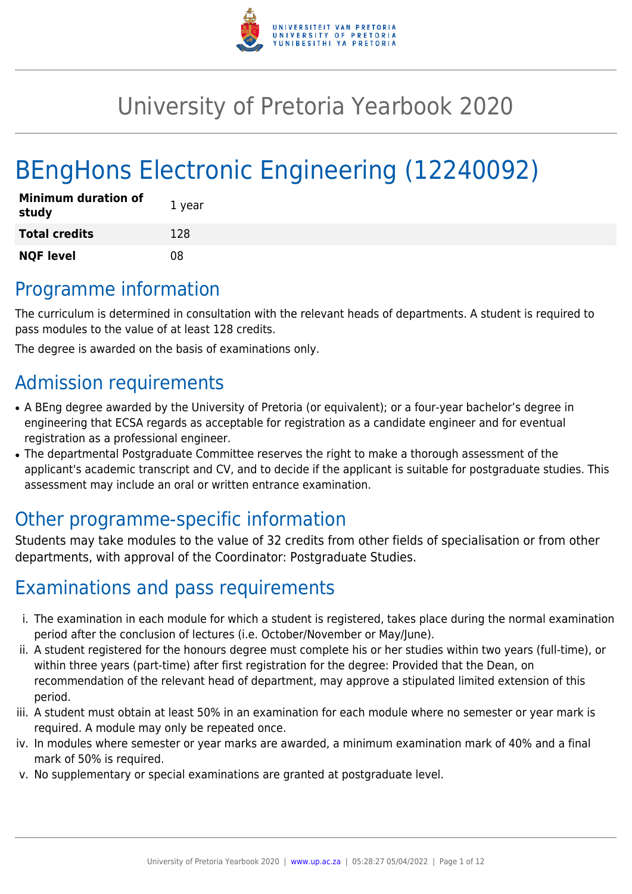# University of Pretoria Yearbook 2020

# BEngHons Electronic Engineering (12240092)

| | |
|---|---|
| **Minimum duration of study** | 1 year |
| **Total credits** | 128 |
| **NQF level** | 08 |

## Programme information

The curriculum is determined in consultation with the relevant heads of departments. A student is required to pass modules to the value of at least 128 credits.

The degree is awarded on the basis of examinations only.

## Admission requirements

- A BEng degree awarded by the University of Pretoria (or equivalent); or a four-year bachelor's degree in engineering that ECSA regards as acceptable for registration as a candidate engineer and for eventual registration as a professional engineer.
- The departmental Postgraduate Committee reserves the right to make a thorough assessment of the applicant's academic transcript and CV, and to decide if the applicant is suitable for postgraduate studies. This assessment may include an oral or written entrance examination.

## Other programme-specific information

Students may take modules to the value of 32 credits from other fields of specialisation or from other departments, with approval of the Coordinator: Postgraduate Studies.

## Examinations and pass requirements

i. The examination in each module for which a student is registered, takes place during the normal examination period after the conclusion of lectures (i.e. October/November or May/June).
ii. A student registered for the honours degree must complete his or her studies within two years (full-time), or within three years (part-time) after first registration for the degree: Provided that the Dean, on recommendation of the relevant head of department, may approve a stipulated limited extension of this period.
iii. A student must obtain at least 50% in an examination for each module where no semester or year mark is required. A module may only be repeated once.
iv. In modules where semester or year marks are awarded, a minimum examination mark of 40% and a final mark of 50% is required.
v. No supplementary or special examinations are granted at postgraduate level.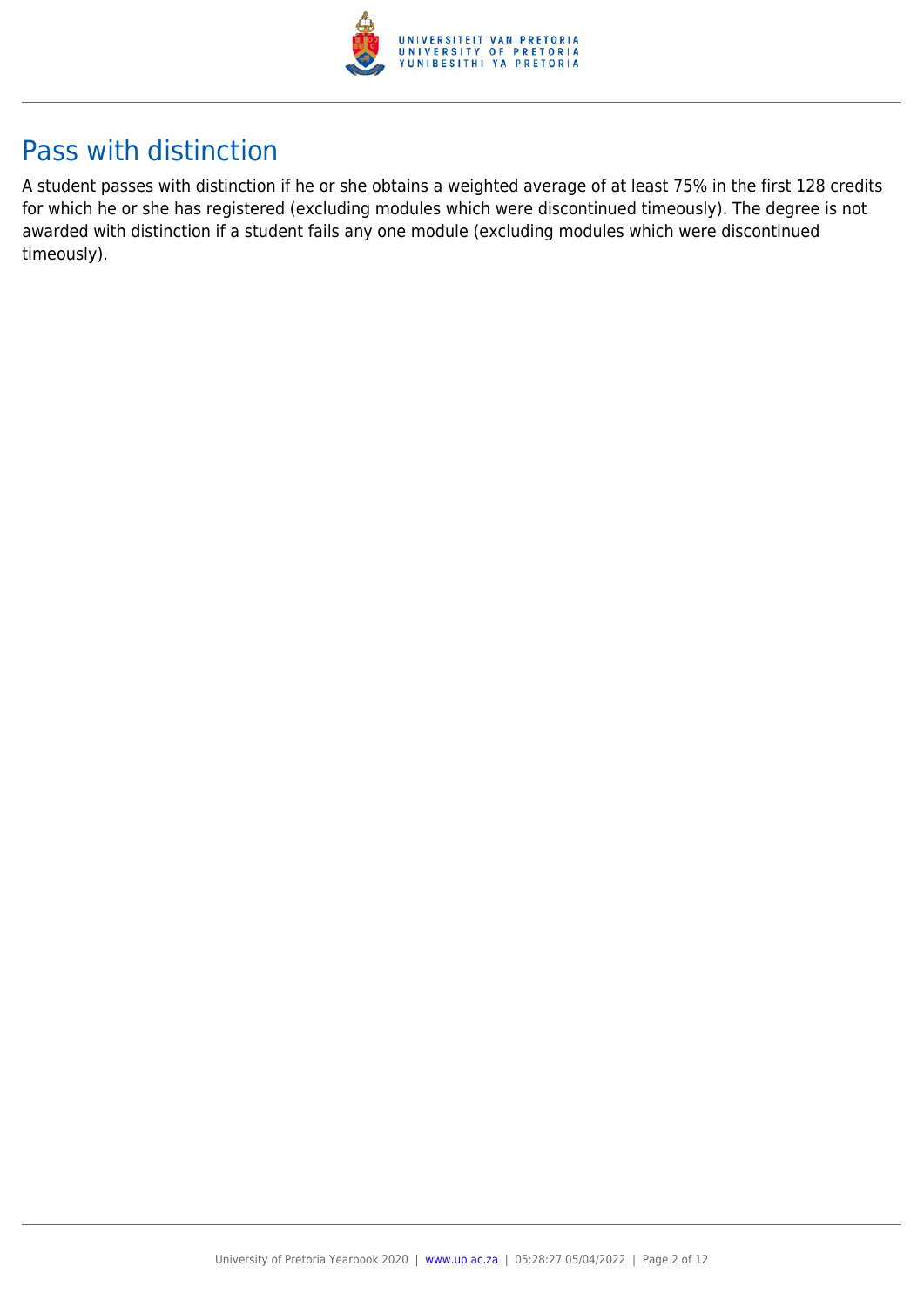## Pass with distinction

A student passes with distinction if he or she obtains a weighted average of at least 75% in the first 128 credits for which he or she has registered (excluding modules which were discontinued timeously). The degree is not awarded with distinction if a student fails any one module (excluding modules which were discontinued timeously).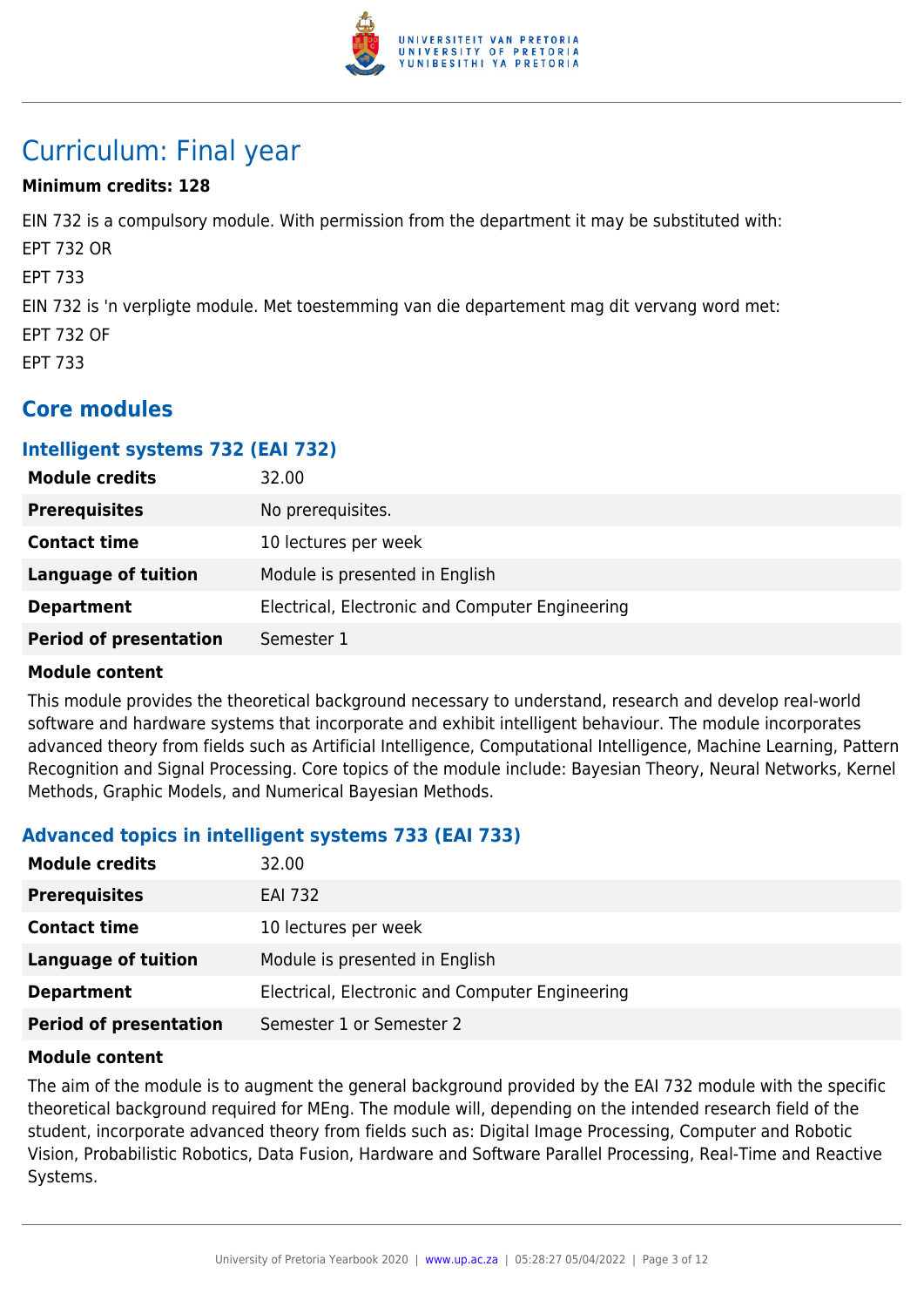# Curriculum: Final year

**Minimum credits: 128**

EIN 732 is a compulsory module. With permission from the department it may be substituted with:

EPT 732 OR

EPT 733

EIN 732 is 'n verpligte module. Met toestemming van die departement mag dit vervang word met:

EPT 732 OF

EPT 733

## Core modules

### Intelligent systems 732 (EAI 732)

| | |
|---|---|
| **Module credits** | 32.00 |
| **Prerequisites** | No prerequisites. |
| **Contact time** | 10 lectures per week |
| **Language of tuition** | Module is presented in English |
| **Department** | Electrical, Electronic and Computer Engineering |
| **Period of presentation** | Semester 1 |

**Module content**

This module provides the theoretical background necessary to understand, research and develop real-world software and hardware systems that incorporate and exhibit intelligent behaviour. The module incorporates advanced theory from fields such as Artificial Intelligence, Computational Intelligence, Machine Learning, Pattern Recognition and Signal Processing. Core topics of the module include: Bayesian Theory, Neural Networks, Kernel Methods, Graphic Models, and Numerical Bayesian Methods.

### Advanced topics in intelligent systems 733 (EAI 733)

| | |
|---|---|
| **Module credits** | 32.00 |
| **Prerequisites** | EAI 732 |
| **Contact time** | 10 lectures per week |
| **Language of tuition** | Module is presented in English |
| **Department** | Electrical, Electronic and Computer Engineering |
| **Period of presentation** | Semester 1 or Semester 2 |

**Module content**

The aim of the module is to augment the general background provided by the EAI 732 module with the specific theoretical background required for MEng. The module will, depending on the intended research field of the student, incorporate advanced theory from fields such as: Digital Image Processing, Computer and Robotic Vision, Probabilistic Robotics, Data Fusion, Hardware and Software Parallel Processing, Real-Time and Reactive Systems.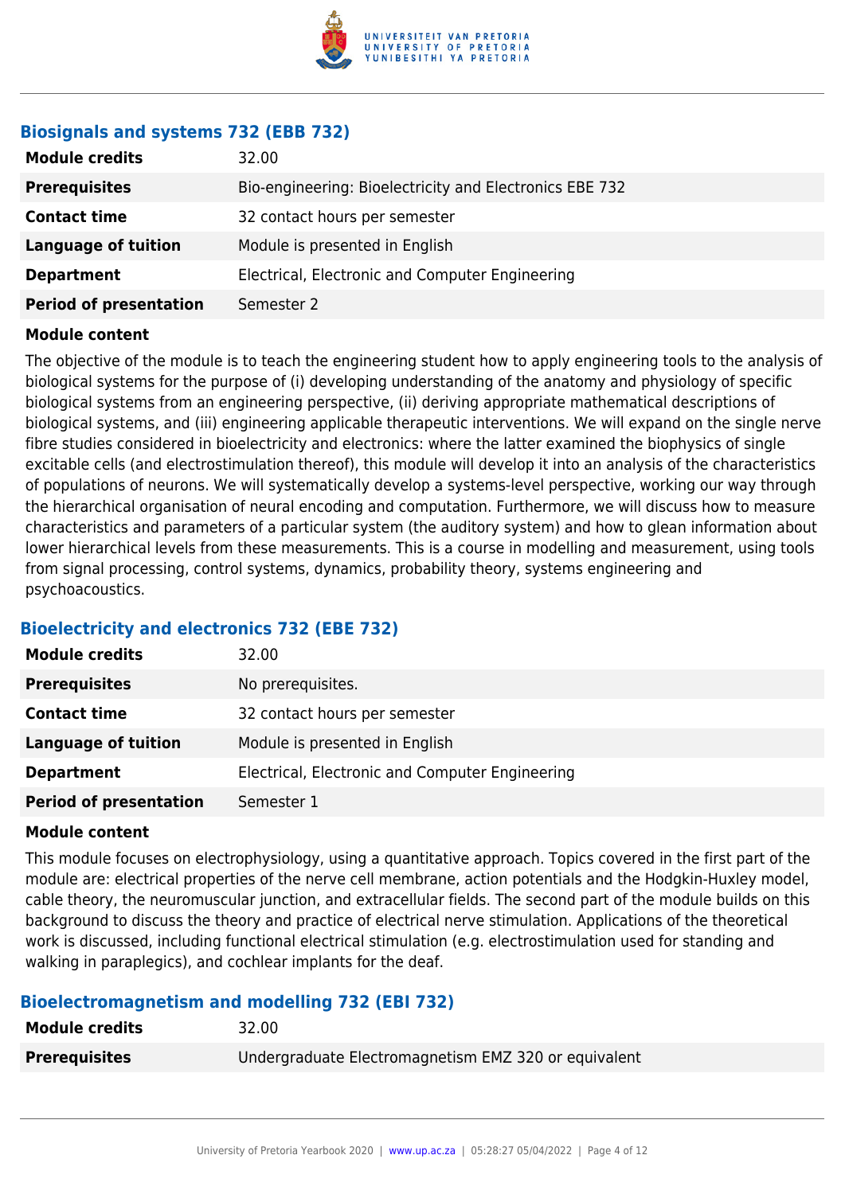### Biosignals and systems 732 (EBB 732)

| | |
|---|---|
| **Module credits** | 32.00 |
| **Prerequisites** | Bio-engineering: Bioelectricity and Electronics EBE 732 |
| **Contact time** | 32 contact hours per semester |
| **Language of tuition** | Module is presented in English |
| **Department** | Electrical, Electronic and Computer Engineering |
| **Period of presentation** | Semester 2 |

**Module content**

The objective of the module is to teach the engineering student how to apply engineering tools to the analysis of biological systems for the purpose of (i) developing understanding of the anatomy and physiology of specific biological systems from an engineering perspective, (ii) deriving appropriate mathematical descriptions of biological systems, and (iii) engineering applicable therapeutic interventions. We will expand on the single nerve fibre studies considered in bioelectricity and electronics: where the latter examined the biophysics of single excitable cells (and electrostimulation thereof), this module will develop it into an analysis of the characteristics of populations of neurons. We will systematically develop a systems-level perspective, working our way through the hierarchical organisation of neural encoding and computation. Furthermore, we will discuss how to measure characteristics and parameters of a particular system (the auditory system) and how to glean information about lower hierarchical levels from these measurements. This is a course in modelling and measurement, using tools from signal processing, control systems, dynamics, probability theory, systems engineering and psychoacoustics.

### Bioelectricity and electronics 732 (EBE 732)

| | |
|---|---|
| **Module credits** | 32.00 |
| **Prerequisites** | No prerequisites. |
| **Contact time** | 32 contact hours per semester |
| **Language of tuition** | Module is presented in English |
| **Department** | Electrical, Electronic and Computer Engineering |
| **Period of presentation** | Semester 1 |

**Module content**

This module focuses on electrophysiology, using a quantitative approach. Topics covered in the first part of the module are: electrical properties of the nerve cell membrane, action potentials and the Hodgkin-Huxley model, cable theory, the neuromuscular junction, and extracellular fields. The second part of the module builds on this background to discuss the theory and practice of electrical nerve stimulation. Applications of the theoretical work is discussed, including functional electrical stimulation (e.g. electrostimulation used for standing and walking in paraplegics), and cochlear implants for the deaf.

### Bioelectromagnetism and modelling 732 (EBI 732)

| | |
|---|---|
| **Module credits** | 32.00 |
| **Prerequisites** | Undergraduate Electromagnetism EMZ 320 or equivalent |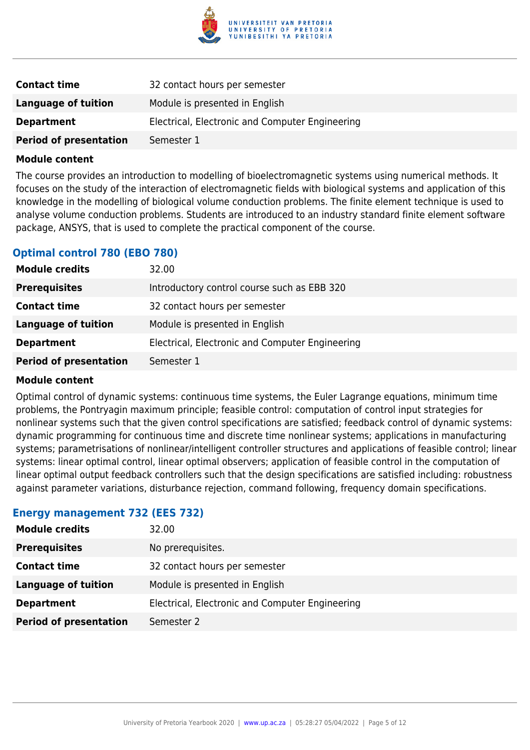| | |
|---|---|
| **Contact time** | 32 contact hours per semester |
| **Language of tuition** | Module is presented in English |
| **Department** | Electrical, Electronic and Computer Engineering |
| **Period of presentation** | Semester 1 |

**Module content**

The course provides an introduction to modelling of bioelectromagnetic systems using numerical methods. It focuses on the study of the interaction of electromagnetic fields with biological systems and application of this knowledge in the modelling of biological volume conduction problems. The finite element technique is used to analyse volume conduction problems. Students are introduced to an industry standard finite element software package, ANSYS, that is used to complete the practical component of the course.

### Optimal control 780 (EBO 780)

| | |
|---|---|
| **Module credits** | 32.00 |
| **Prerequisites** | Introductory control course such as EBB 320 |
| **Contact time** | 32 contact hours per semester |
| **Language of tuition** | Module is presented in English |
| **Department** | Electrical, Electronic and Computer Engineering |
| **Period of presentation** | Semester 1 |

**Module content**

Optimal control of dynamic systems: continuous time systems, the Euler Lagrange equations, minimum time problems, the Pontryagin maximum principle; feasible control: computation of control input strategies for nonlinear systems such that the given control specifications are satisfied; feedback control of dynamic systems: dynamic programming for continuous time and discrete time nonlinear systems; applications in manufacturing systems; parametrisations of nonlinear/intelligent controller structures and applications of feasible control; linear systems: linear optimal control, linear optimal observers; application of feasible control in the computation of linear optimal output feedback controllers such that the design specifications are satisfied including: robustness against parameter variations, disturbance rejection, command following, frequency domain specifications.

### Energy management 732 (EES 732)

| | |
|---|---|
| **Module credits** | 32.00 |
| **Prerequisites** | No prerequisites. |
| **Contact time** | 32 contact hours per semester |
| **Language of tuition** | Module is presented in English |
| **Department** | Electrical, Electronic and Computer Engineering |
| **Period of presentation** | Semester 2 |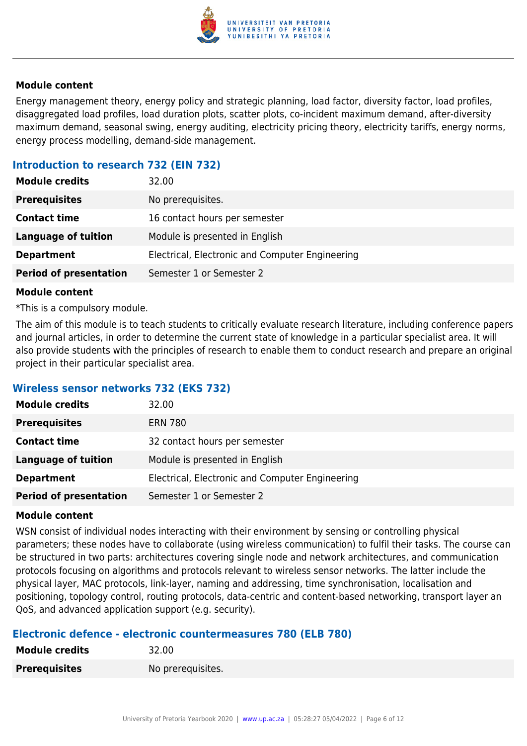#### Module content

Energy management theory, energy policy and strategic planning, load factor, diversity factor, load profiles, disaggregated load profiles, load duration plots, scatter plots, co-incident maximum demand, after-diversity maximum demand, seasonal swing, energy auditing, electricity pricing theory, electricity tariffs, energy norms, energy process modelling, demand-side management.

### Introduction to research 732 (EIN 732)

| | |
|---|---|
| **Module credits** | 32.00 |
| **Prerequisites** | No prerequisites. |
| **Contact time** | 16 contact hours per semester |
| **Language of tuition** | Module is presented in English |
| **Department** | Electrical, Electronic and Computer Engineering |
| **Period of presentation** | Semester 1 or Semester 2 |

#### Module content

*This is a compulsory module.

The aim of this module is to teach students to critically evaluate research literature, including conference papers and journal articles, in order to determine the current state of knowledge in a particular specialist area. It will also provide students with the principles of research to enable them to conduct research and prepare an original project in their particular specialist area.

### Wireless sensor networks 732 (EKS 732)

| | |
|---|---|
| **Module credits** | 32.00 |
| **Prerequisites** | ERN 780 |
| **Contact time** | 32 contact hours per semester |
| **Language of tuition** | Module is presented in English |
| **Department** | Electrical, Electronic and Computer Engineering |
| **Period of presentation** | Semester 1 or Semester 2 |

#### Module content

WSN consist of individual nodes interacting with their environment by sensing or controlling physical parameters; these nodes have to collaborate (using wireless communication) to fulfil their tasks. The course can be structured in two parts: architectures covering single node and network architectures, and communication protocols focusing on algorithms and protocols relevant to wireless sensor networks. The latter include the physical layer, MAC protocols, link-layer, naming and addressing, time synchronisation, localisation and positioning, topology control, routing protocols, data-centric and content-based networking, transport layer an QoS, and advanced application support (e.g. security).

### Electronic defence - electronic countermeasures 780 (ELB 780)

| | |
|---|---|
| **Module credits** | 32.00 |
| **Prerequisites** | No prerequisites. |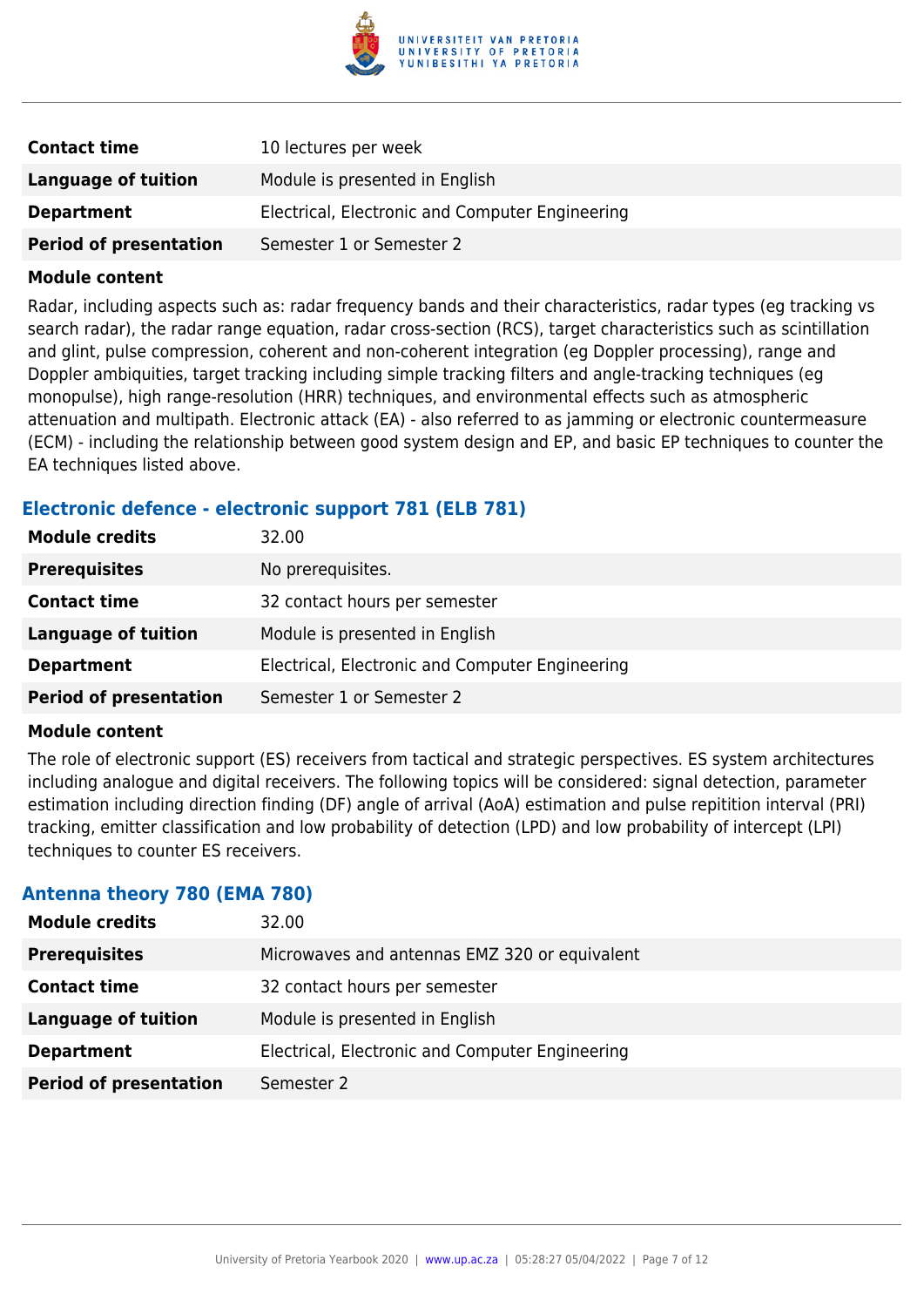| | |
|---|---|
| **Contact time** | 10 lectures per week |
| **Language of tuition** | Module is presented in English |
| **Department** | Electrical, Electronic and Computer Engineering |
| **Period of presentation** | Semester 1 or Semester 2 |

**Module content**

Radar, including aspects such as: radar frequency bands and their characteristics, radar types (eg tracking vs search radar), the radar range equation, radar cross-section (RCS), target characteristics such as scintillation and glint, pulse compression, coherent and non-coherent integration (eg Doppler processing), range and Doppler ambiquities, target tracking including simple tracking filters and angle-tracking techniques (eg monopulse), high range-resolution (HRR) techniques, and environmental effects such as atmospheric attenuation and multipath. Electronic attack (EA) - also referred to as jamming or electronic countermeasure (ECM) - including the relationship between good system design and EP, and basic EP techniques to counter the EA techniques listed above.

### Electronic defence - electronic support 781 (ELB 781)

| | |
|---|---|
| **Module credits** | 32.00 |
| **Prerequisites** | No prerequisites. |
| **Contact time** | 32 contact hours per semester |
| **Language of tuition** | Module is presented in English |
| **Department** | Electrical, Electronic and Computer Engineering |
| **Period of presentation** | Semester 1 or Semester 2 |

**Module content**

The role of electronic support (ES) receivers from tactical and strategic perspectives. ES system architectures including analogue and digital receivers. The following topics will be considered: signal detection, parameter estimation including direction finding (DF) angle of arrival (AoA) estimation and pulse repitition interval (PRI) tracking, emitter classification and low probability of detection (LPD) and low probability of intercept (LPI) techniques to counter ES receivers.

### Antenna theory 780 (EMA 780)

| | |
|---|---|
| **Module credits** | 32.00 |
| **Prerequisites** | Microwaves and antennas EMZ 320 or equivalent |
| **Contact time** | 32 contact hours per semester |
| **Language of tuition** | Module is presented in English |
| **Department** | Electrical, Electronic and Computer Engineering |
| **Period of presentation** | Semester 2 |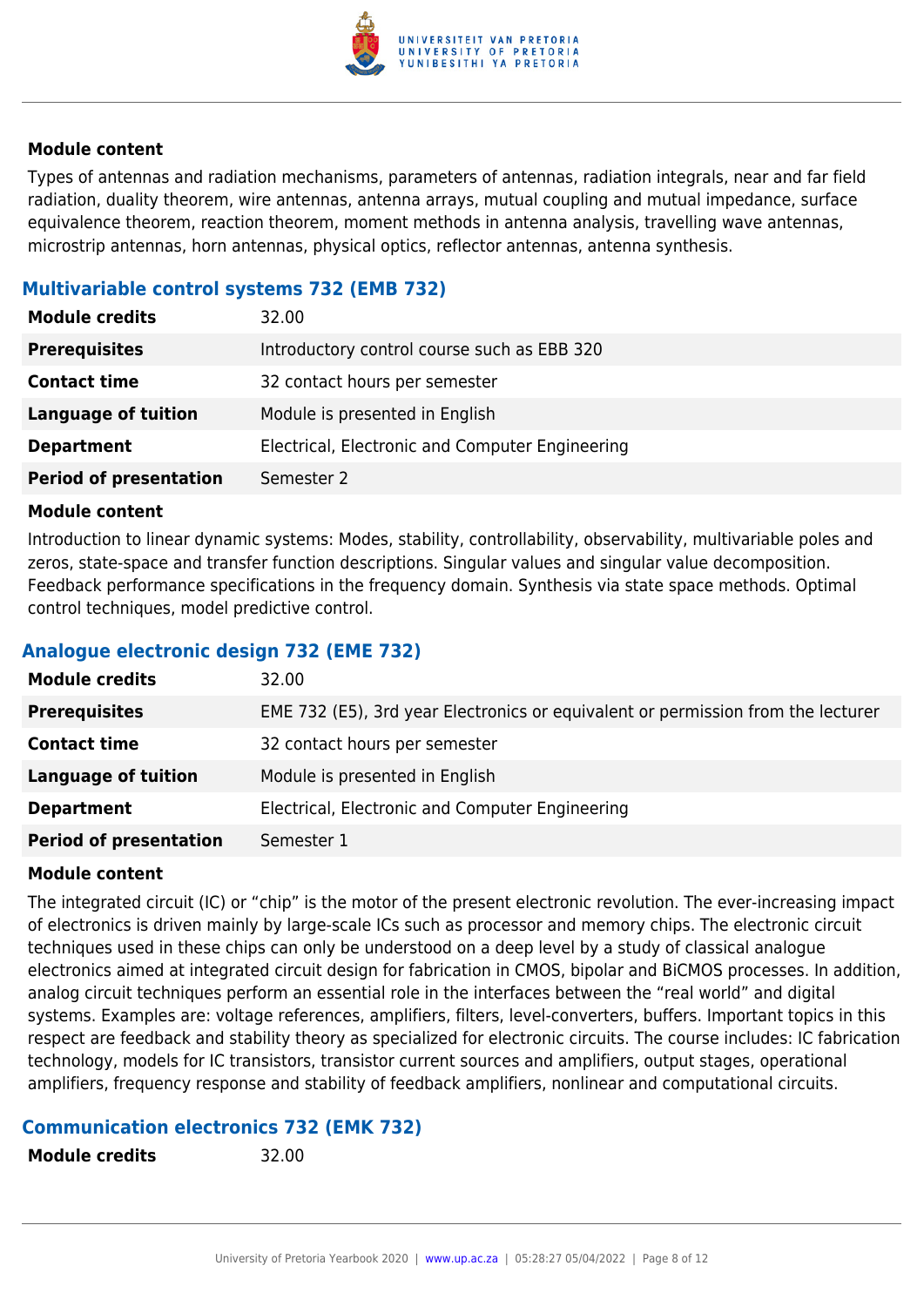#### Module content

Types of antennas and radiation mechanisms, parameters of antennas, radiation integrals, near and far field radiation, duality theorem, wire antennas, antenna arrays, mutual coupling and mutual impedance, surface equivalence theorem, reaction theorem, moment methods in antenna analysis, travelling wave antennas, microstrip antennas, horn antennas, physical optics, reflector antennas, antenna synthesis.

### Multivariable control systems 732 (EMB 732)

| | |
|---|---|
| **Module credits** | 32.00 |
| **Prerequisites** | Introductory control course such as EBB 320 |
| **Contact time** | 32 contact hours per semester |
| **Language of tuition** | Module is presented in English |
| **Department** | Electrical, Electronic and Computer Engineering |
| **Period of presentation** | Semester 2 |

#### Module content

Introduction to linear dynamic systems: Modes, stability, controllability, observability, multivariable poles and zeros, state-space and transfer function descriptions. Singular values and singular value decomposition. Feedback performance specifications in the frequency domain. Synthesis via state space methods. Optimal control techniques, model predictive control.

### Analogue electronic design 732 (EME 732)

| | |
|---|---|
| **Module credits** | 32.00 |
| **Prerequisites** | EME 732 (E5), 3rd year Electronics or equivalent or permission from the lecturer |
| **Contact time** | 32 contact hours per semester |
| **Language of tuition** | Module is presented in English |
| **Department** | Electrical, Electronic and Computer Engineering |
| **Period of presentation** | Semester 1 |

#### Module content

The integrated circuit (IC) or "chip" is the motor of the present electronic revolution. The ever-increasing impact of electronics is driven mainly by large-scale ICs such as processor and memory chips. The electronic circuit techniques used in these chips can only be understood on a deep level by a study of classical analogue electronics aimed at integrated circuit design for fabrication in CMOS, bipolar and BiCMOS processes. In addition, analog circuit techniques perform an essential role in the interfaces between the "real world" and digital systems. Examples are: voltage references, amplifiers, filters, level-converters, buffers. Important topics in this respect are feedback and stability theory as specialized for electronic circuits. The course includes: IC fabrication technology, models for IC transistors, transistor current sources and amplifiers, output stages, operational amplifiers, frequency response and stability of feedback amplifiers, nonlinear and computational circuits.

### Communication electronics 732 (EMK 732)

| | |
|---|---|
| **Module credits** | 32.00 |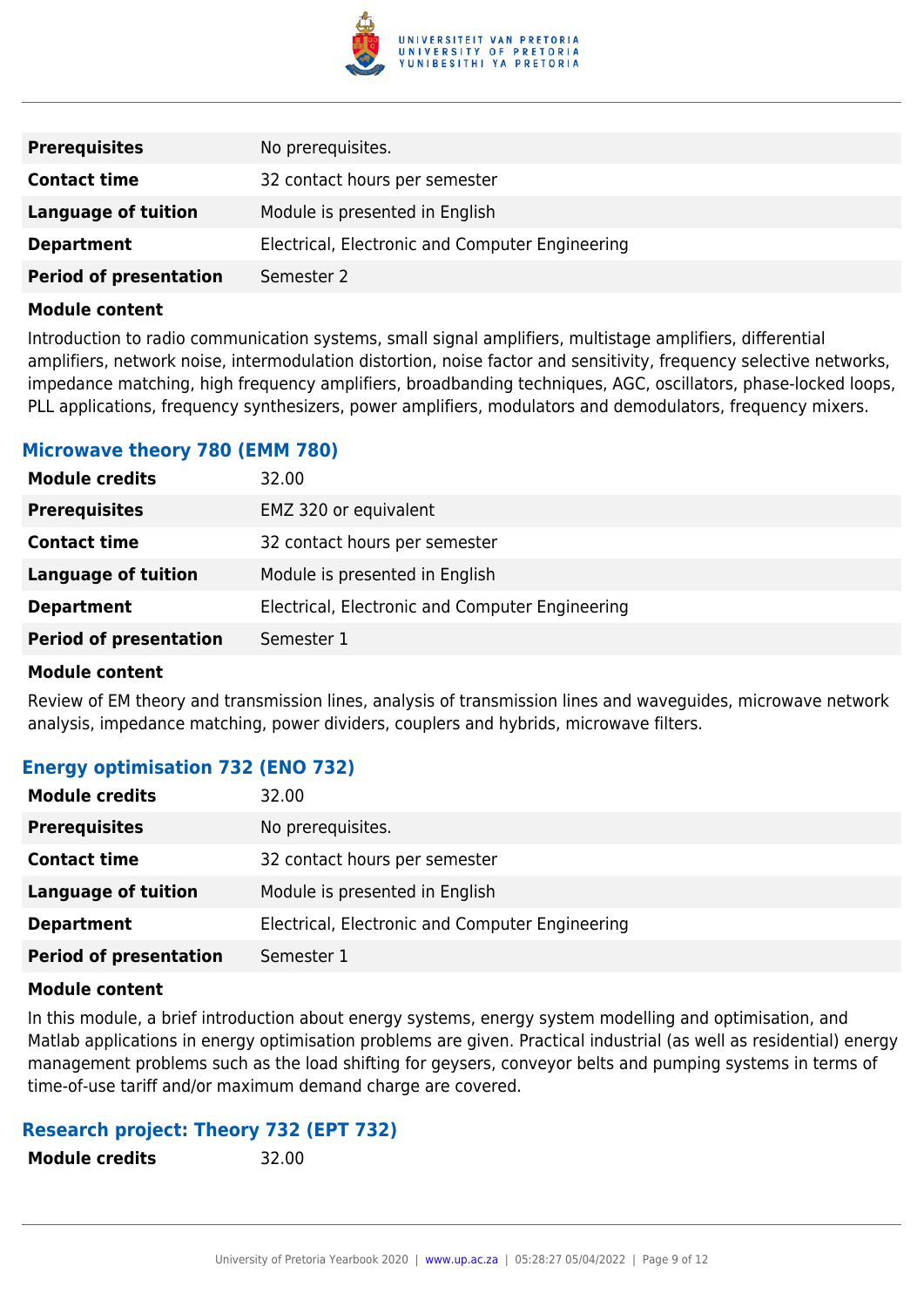| | |
|---|---|
| **Prerequisites** | No prerequisites. |
| **Contact time** | 32 contact hours per semester |
| **Language of tuition** | Module is presented in English |
| **Department** | Electrical, Electronic and Computer Engineering |
| **Period of presentation** | Semester 2 |

**Module content**

Introduction to radio communication systems, small signal amplifiers, multistage amplifiers, differential amplifiers, network noise, intermodulation distortion, noise factor and sensitivity, frequency selective networks, impedance matching, high frequency amplifiers, broadbanding techniques, AGC, oscillators, phase-locked loops, PLL applications, frequency synthesizers, power amplifiers, modulators and demodulators, frequency mixers.

### Microwave theory 780 (EMM 780)

| | |
|---|---|
| **Module credits** | 32.00 |
| **Prerequisites** | EMZ 320 or equivalent |
| **Contact time** | 32 contact hours per semester |
| **Language of tuition** | Module is presented in English |
| **Department** | Electrical, Electronic and Computer Engineering |
| **Period of presentation** | Semester 1 |

**Module content**

Review of EM theory and transmission lines, analysis of transmission lines and waveguides, microwave network analysis, impedance matching, power dividers, couplers and hybrids, microwave filters.

### Energy optimisation 732 (ENO 732)

| | |
|---|---|
| **Module credits** | 32.00 |
| **Prerequisites** | No prerequisites. |
| **Contact time** | 32 contact hours per semester |
| **Language of tuition** | Module is presented in English |
| **Department** | Electrical, Electronic and Computer Engineering |
| **Period of presentation** | Semester 1 |

**Module content**

In this module, a brief introduction about energy systems, energy system modelling and optimisation, and Matlab applications in energy optimisation problems are given. Practical industrial (as well as residential) energy management problems such as the load shifting for geysers, conveyor belts and pumping systems in terms of time-of-use tariff and/or maximum demand charge are covered.

### Research project: Theory 732 (EPT 732)

| | |
|---|---|
| **Module credits** | 32.00 |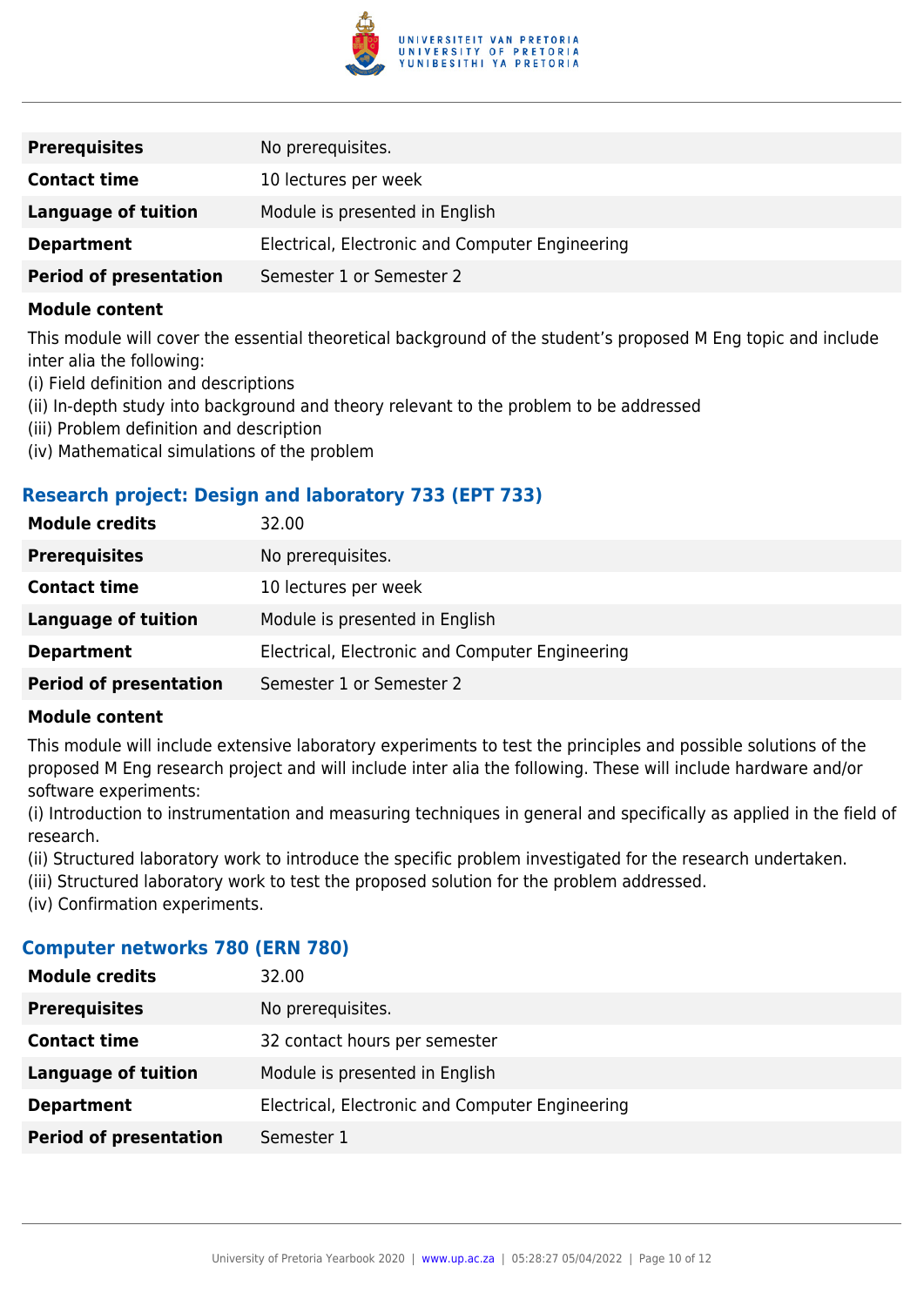| | |
|---|---|
| **Prerequisites** | No prerequisites. |
| **Contact time** | 10 lectures per week |
| **Language of tuition** | Module is presented in English |
| **Department** | Electrical, Electronic and Computer Engineering |
| **Period of presentation** | Semester 1 or Semester 2 |

**Module content**

This module will cover the essential theoretical background of the student's proposed M Eng topic and include inter alia the following:
(i) Field definition and descriptions
(ii) In-depth study into background and theory relevant to the problem to be addressed
(iii) Problem definition and description
(iv) Mathematical simulations of the problem

### Research project: Design and laboratory 733 (EPT 733)

| | |
|---|---|
| **Module credits** | 32.00 |
| **Prerequisites** | No prerequisites. |
| **Contact time** | 10 lectures per week |
| **Language of tuition** | Module is presented in English |
| **Department** | Electrical, Electronic and Computer Engineering |
| **Period of presentation** | Semester 1 or Semester 2 |

**Module content**

This module will include extensive laboratory experiments to test the principles and possible solutions of the proposed M Eng research project and will include inter alia the following. These will include hardware and/or software experiments:
(i) Introduction to instrumentation and measuring techniques in general and specifically as applied in the field of research.
(ii) Structured laboratory work to introduce the specific problem investigated for the research undertaken.
(iii) Structured laboratory work to test the proposed solution for the problem addressed.
(iv) Confirmation experiments.

### Computer networks 780 (ERN 780)

| | |
|---|---|
| **Module credits** | 32.00 |
| **Prerequisites** | No prerequisites. |
| **Contact time** | 32 contact hours per semester |
| **Language of tuition** | Module is presented in English |
| **Department** | Electrical, Electronic and Computer Engineering |
| **Period of presentation** | Semester 1 |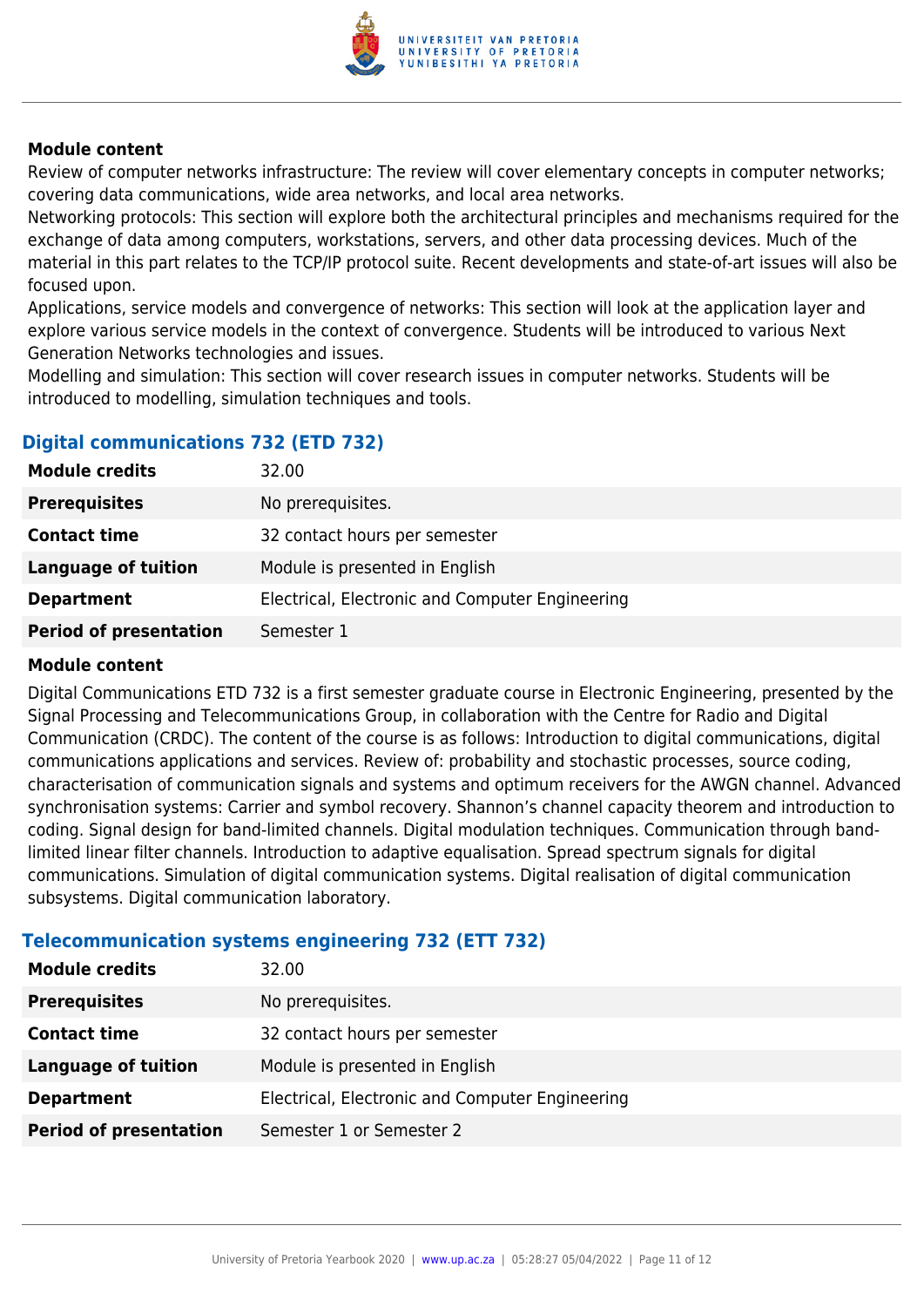#### Module content

Review of computer networks infrastructure: The review will cover elementary concepts in computer networks; covering data communications, wide area networks, and local area networks.
Networking protocols: This section will explore both the architectural principles and mechanisms required for the exchange of data among computers, workstations, servers, and other data processing devices. Much of the material in this part relates to the TCP/IP protocol suite. Recent developments and state-of-art issues will also be focused upon.
Applications, service models and convergence of networks: This section will look at the application layer and explore various service models in the context of convergence. Students will be introduced to various Next Generation Networks technologies and issues.
Modelling and simulation: This section will cover research issues in computer networks. Students will be introduced to modelling, simulation techniques and tools.

### Digital communications 732 (ETD 732)

| | |
|---|---|
| **Module credits** | 32.00 |
| **Prerequisites** | No prerequisites. |
| **Contact time** | 32 contact hours per semester |
| **Language of tuition** | Module is presented in English |
| **Department** | Electrical, Electronic and Computer Engineering |
| **Period of presentation** | Semester 1 |

#### Module content

Digital Communications ETD 732 is a first semester graduate course in Electronic Engineering, presented by the Signal Processing and Telecommunications Group, in collaboration with the Centre for Radio and Digital Communication (CRDC). The content of the course is as follows: Introduction to digital communications, digital communications applications and services. Review of: probability and stochastic processes, source coding, characterisation of communication signals and systems and optimum receivers for the AWGN channel. Advanced synchronisation systems: Carrier and symbol recovery. Shannon's channel capacity theorem and introduction to coding. Signal design for band-limited channels. Digital modulation techniques. Communication through band-limited linear filter channels. Introduction to adaptive equalisation. Spread spectrum signals for digital communications. Simulation of digital communication systems. Digital realisation of digital communication subsystems. Digital communication laboratory.

### Telecommunication systems engineering 732 (ETT 732)

| | |
|---|---|
| **Module credits** | 32.00 |
| **Prerequisites** | No prerequisites. |
| **Contact time** | 32 contact hours per semester |
| **Language of tuition** | Module is presented in English |
| **Department** | Electrical, Electronic and Computer Engineering |
| **Period of presentation** | Semester 1 or Semester 2 |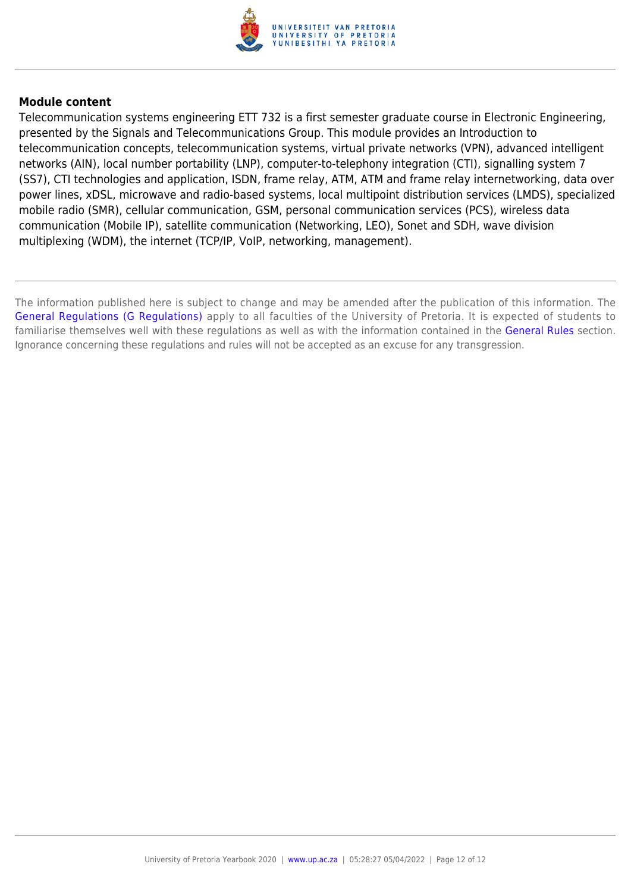**Module content**

Telecommunication systems engineering ETT 732 is a first semester graduate course in Electronic Engineering, presented by the Signals and Telecommunications Group. This module provides an Introduction to telecommunication concepts, telecommunication systems, virtual private networks (VPN), advanced intelligent networks (AIN), local number portability (LNP), computer-to-telephony integration (CTI), signalling system 7 (SS7), CTI technologies and application, ISDN, frame relay, ATM, ATM and frame relay internetworking, data over power lines, xDSL, microwave and radio-based systems, local multipoint distribution services (LMDS), specialized mobile radio (SMR), cellular communication, GSM, personal communication services (PCS), wireless data communication (Mobile IP), satellite communication (Networking, LEO), Sonet and SDH, wave division multiplexing (WDM), the internet (TCP/IP, VoIP, networking, management).

---

The information published here is subject to change and may be amended after the publication of this information. The General Regulations (G Regulations) apply to all faculties of the University of Pretoria. It is expected of students to familiarise themselves well with these regulations as well as with the information contained in the General Rules section. Ignorance concerning these regulations and rules will not be accepted as an excuse for any transgression.